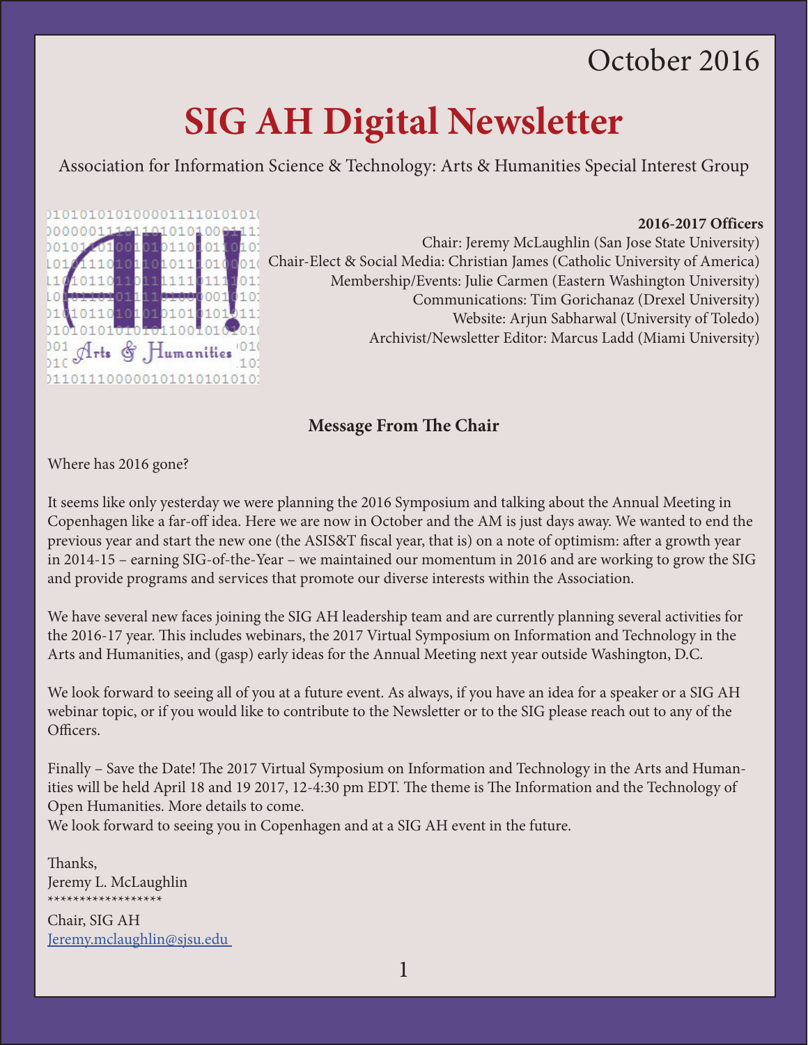October 2016

# SIG AH Digital Newsletter

Association for Information Science & Technology: Arts & Humanities Special Interest Group

**2016-2017 Officers**

Chair: Jeremy McLaughlin (San Jose State University)
Chair-Elect & Social Media: Christian James (Catholic University of America)
Membership/Events: Julie Carmen (Eastern Washington University)
Communications: Tim Gorichanaz (Drexel University)
Website: Arjun Sabharwal (University of Toledo)
Archivist/Newsletter Editor: Marcus Ladd (Miami University)

## Message From The Chair

Where has 2016 gone?

It seems like only yesterday we were planning the 2016 Symposium and talking about the Annual Meeting in Copenhagen like a far-off idea. Here we are now in October and the AM is just days away. We wanted to end the previous year and start the new one (the ASIS&T fiscal year, that is) on a note of optimism: after a growth year in 2014-15 – earning SIG-of-the-Year – we maintained our momentum in 2016 and are working to grow the SIG and provide programs and services that promote our diverse interests within the Association.

We have several new faces joining the SIG AH leadership team and are currently planning several activities for the 2016-17 year. This includes webinars, the 2017 Virtual Symposium on Information and Technology in the Arts and Humanities, and (gasp) early ideas for the Annual Meeting next year outside Washington, D.C.

We look forward to seeing all of you at a future event. As always, if you have an idea for a speaker or a SIG AH webinar topic, or if you would like to contribute to the Newsletter or to the SIG please reach out to any of the Officers.

Finally – Save the Date! The 2017 Virtual Symposium on Information and Technology in the Arts and Humanities will be held April 18 and 19 2017, 12-4:30 pm EDT. The theme is The Information and the Technology of Open Humanities. More details to come.
We look forward to seeing you in Copenhagen and at a SIG AH event in the future.

Thanks,
Jeremy L. McLaughlin
******************
Chair, SIG AH
Jeremy.mclaughlin@sjsu.edu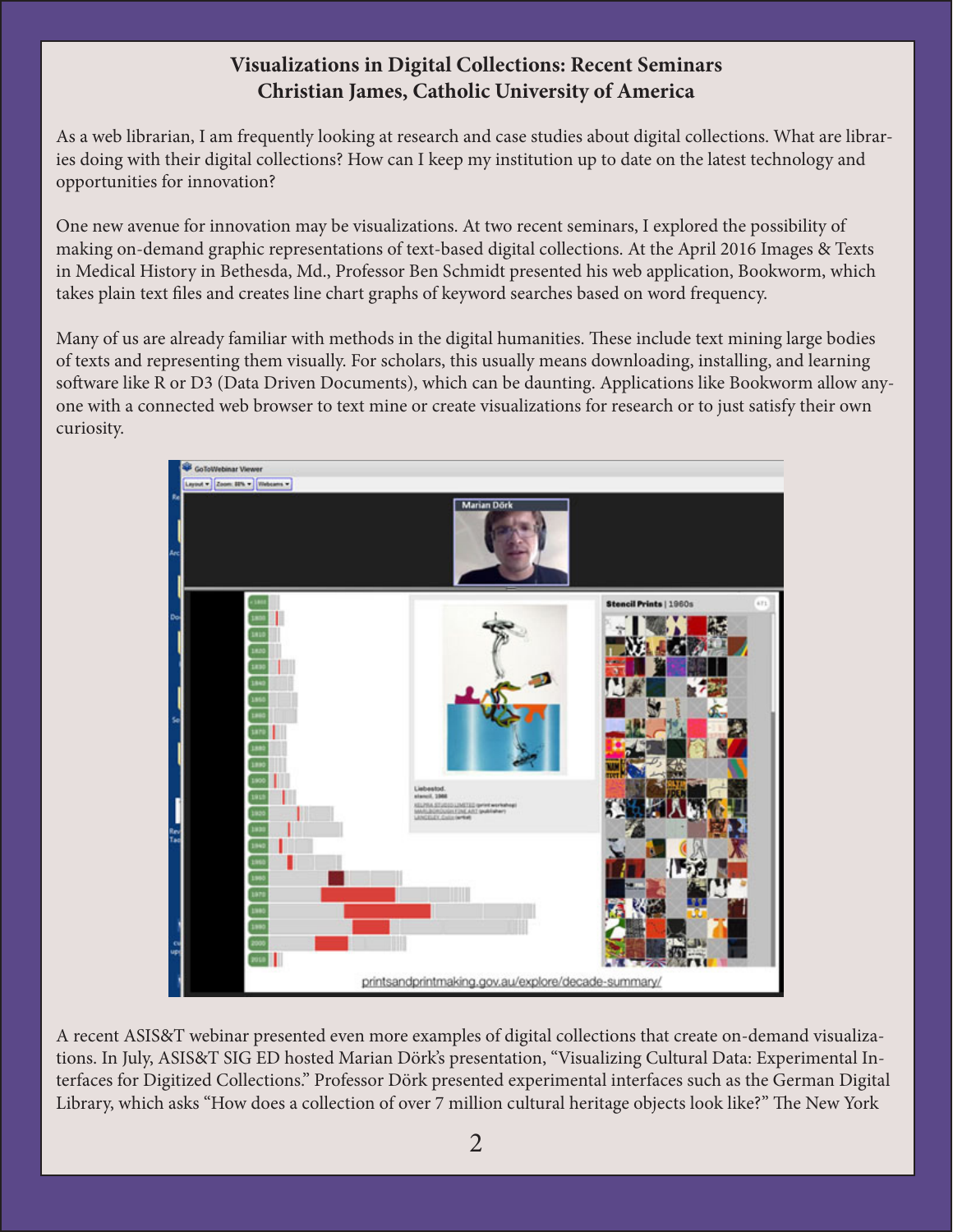## Visualizations in Digital Collections: Recent Seminars
## Christian James, Catholic University of America

As a web librarian, I am frequently looking at research and case studies about digital collections. What are libraries doing with their digital collections? How can I keep my institution up to date on the latest technology and opportunities for innovation?

One new avenue for innovation may be visualizations. At two recent seminars, I explored the possibility of making on-demand graphic representations of text-based digital collections. At the April 2016 Images & Texts in Medical History in Bethesda, Md., Professor Ben Schmidt presented his web application, Bookworm, which takes plain text files and creates line chart graphs of keyword searches based on word frequency.

Many of us are already familiar with methods in the digital humanities. These include text mining large bodies of texts and representing them visually. For scholars, this usually means downloading, installing, and learning software like R or D3 (Data Driven Documents), which can be daunting. Applications like Bookworm allow anyone with a connected web browser to text mine or create visualizations for research or to just satisfy their own curiosity.

A recent ASIS&T webinar presented even more examples of digital collections that create on-demand visualizations. In July, ASIS&T SIG ED hosted Marian Dörk's presentation, "Visualizing Cultural Data: Experimental Interfaces for Digitized Collections." Professor Dörk presented experimental interfaces such as the German Digital Library, which asks "How does a collection of over 7 million cultural heritage objects look like?" The New York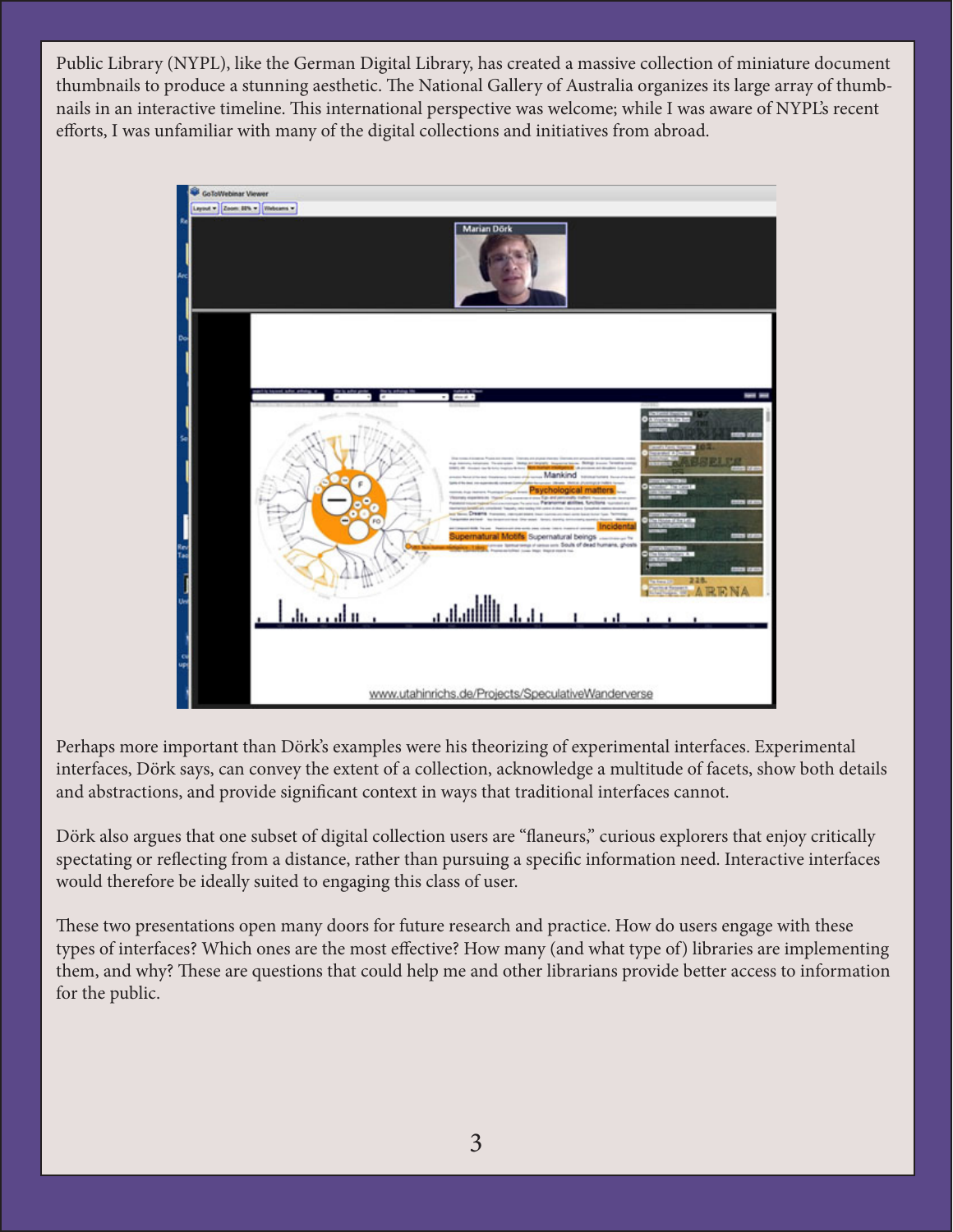Public Library (NYPL), like the German Digital Library, has created a massive collection of miniature document thumbnails to produce a stunning aesthetic. The National Gallery of Australia organizes its large array of thumbnails in an interactive timeline. This international perspective was welcome; while I was aware of NYPL's recent efforts, I was unfamiliar with many of the digital collections and initiatives from abroad.

Perhaps more important than Dörk's examples were his theorizing of experimental interfaces. Experimental interfaces, Dörk says, can convey the extent of a collection, acknowledge a multitude of facets, show both details and abstractions, and provide significant context in ways that traditional interfaces cannot.

Dörk also argues that one subset of digital collection users are "flaneurs," curious explorers that enjoy critically spectating or reflecting from a distance, rather than pursuing a specific information need. Interactive interfaces would therefore be ideally suited to engaging this class of user.

These two presentations open many doors for future research and practice. How do users engage with these types of interfaces? Which ones are the most effective? How many (and what type of) libraries are implementing them, and why? These are questions that could help me and other librarians provide better access to information for the public.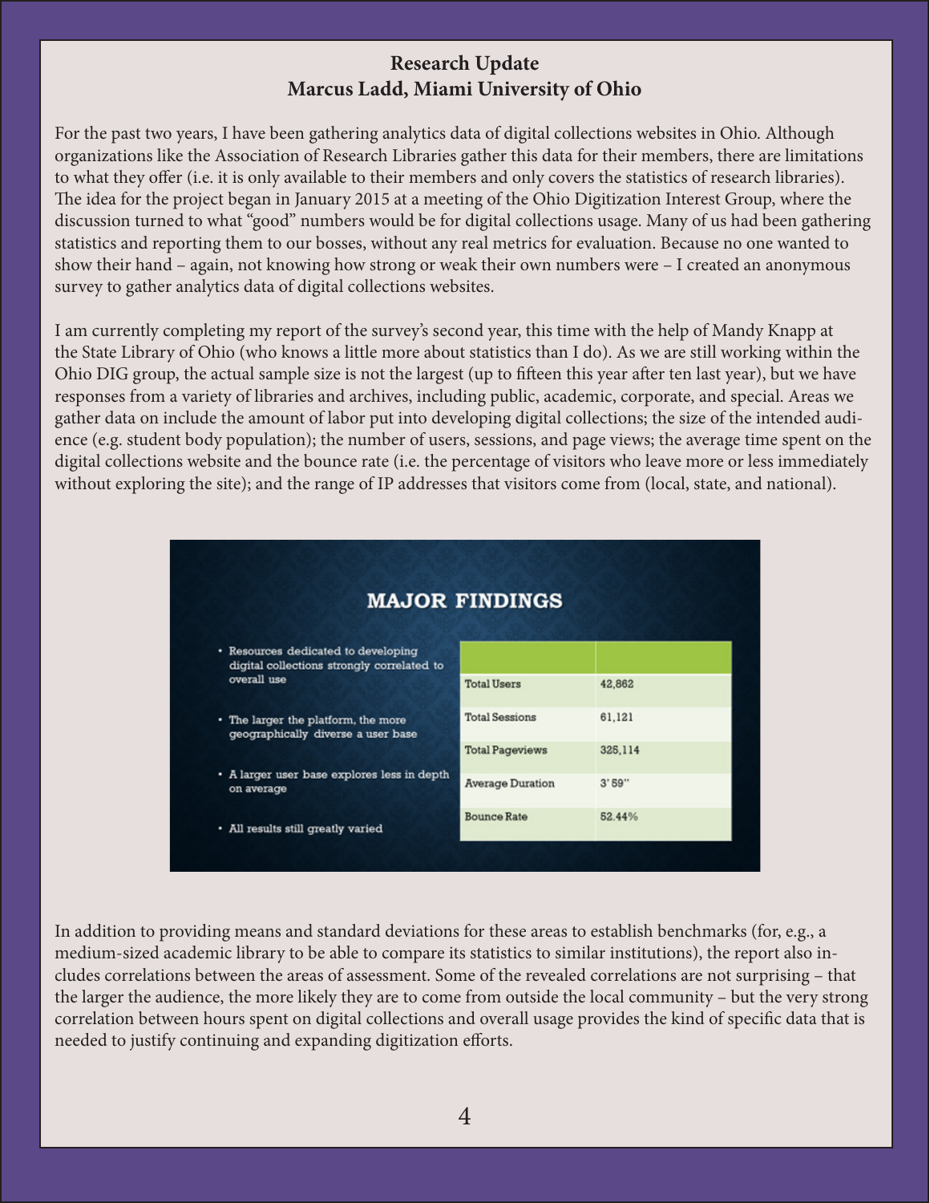## Research Update
## Marcus Ladd, Miami University of Ohio

For the past two years, I have been gathering analytics data of digital collections websites in Ohio. Although organizations like the Association of Research Libraries gather this data for their members, there are limitations to what they offer (i.e. it is only available to their members and only covers the statistics of research libraries). The idea for the project began in January 2015 at a meeting of the Ohio Digitization Interest Group, where the discussion turned to what "good" numbers would be for digital collections usage. Many of us had been gathering statistics and reporting them to our bosses, without any real metrics for evaluation. Because no one wanted to show their hand – again, not knowing how strong or weak their own numbers were – I created an anonymous survey to gather analytics data of digital collections websites.

I am currently completing my report of the survey's second year, this time with the help of Mandy Knapp at the State Library of Ohio (who knows a little more about statistics than I do). As we are still working within the Ohio DIG group, the actual sample size is not the largest (up to fifteen this year after ten last year), but we have responses from a variety of libraries and archives, including public, academic, corporate, and special. Areas we gather data on include the amount of labor put into developing digital collections; the size of the intended audience (e.g. student body population); the number of users, sessions, and page views; the average time spent on the digital collections website and the bounce rate (i.e. the percentage of visitors who leave more or less immediately without exploring the site); and the range of IP addresses that visitors come from (local, state, and national).

### MAJOR FINDINGS

- Resources dedicated to developing digital collections strongly correlated to overall use
- The larger the platform, the more geographically diverse a user base
- A larger user base explores less in depth on average
- All results still greatly varied

| | |
|---|---|
| Total Users | 42,862 |
| Total Sessions | 61,121 |
| Total Pageviews | 325,114 |
| Average Duration | 3' 59" |
| Bounce Rate | 52.44% |

In addition to providing means and standard deviations for these areas to establish benchmarks (for, e.g., a medium-sized academic library to be able to compare its statistics to similar institutions), the report also includes correlations between the areas of assessment. Some of the revealed correlations are not surprising – that the larger the audience, the more likely they are to come from outside the local community – but the very strong correlation between hours spent on digital collections and overall usage provides the kind of specific data that is needed to justify continuing and expanding digitization efforts.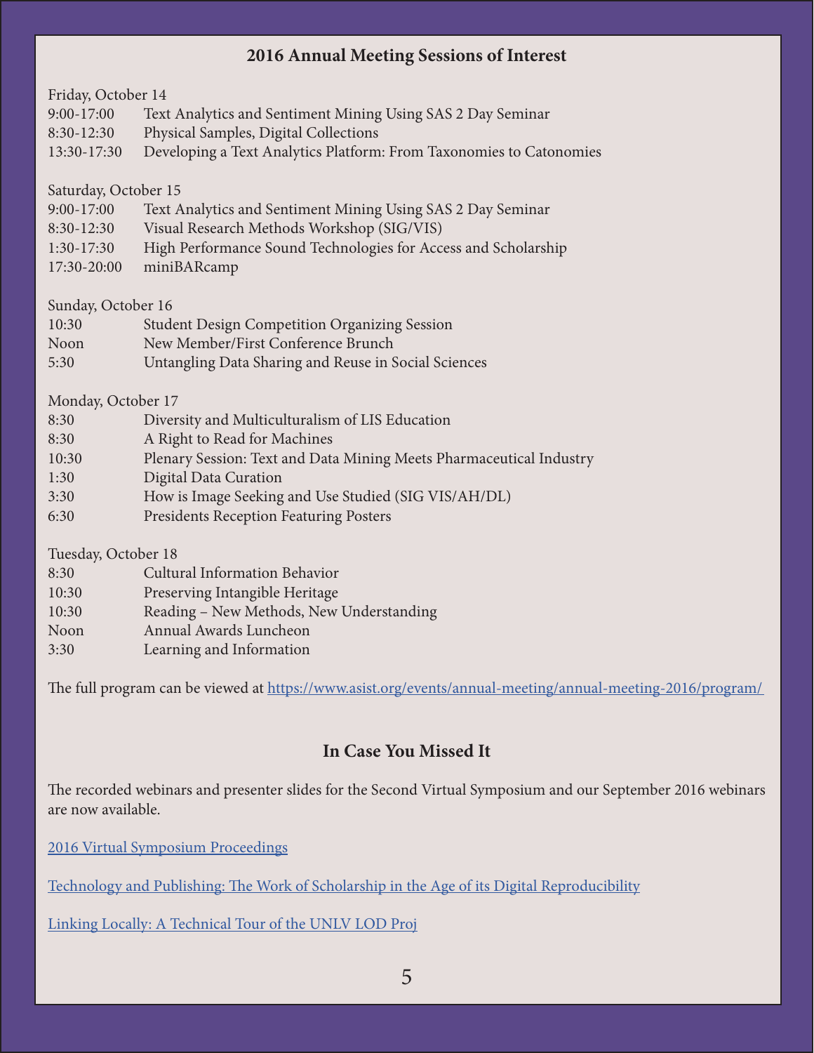## 2016 Annual Meeting Sessions of Interest

Friday, October 14

| | |
|---|---|
| 9:00-17:00 | Text Analytics and Sentiment Mining Using SAS 2 Day Seminar |
| 8:30-12:30 | Physical Samples, Digital Collections |
| 13:30-17:30 | Developing a Text Analytics Platform: From Taxonomies to Catonomies |

Saturday, October 15

| | |
|---|---|
| 9:00-17:00 | Text Analytics and Sentiment Mining Using SAS 2 Day Seminar |
| 8:30-12:30 | Visual Research Methods Workshop (SIG/VIS) |
| 1:30-17:30 | High Performance Sound Technologies for Access and Scholarship |
| 17:30-20:00 | miniBARcamp |

Sunday, October 16

| | |
|---|---|
| 10:30 | Student Design Competition Organizing Session |
| Noon | New Member/First Conference Brunch |
| 5:30 | Untangling Data Sharing and Reuse in Social Sciences |

Monday, October 17

| | |
|---|---|
| 8:30 | Diversity and Multiculturalism of LIS Education |
| 8:30 | A Right to Read for Machines |
| 10:30 | Plenary Session: Text and Data Mining Meets Pharmaceutical Industry |
| 1:30 | Digital Data Curation |
| 3:30 | How is Image Seeking and Use Studied (SIG VIS/AH/DL) |
| 6:30 | Presidents Reception Featuring Posters |

Tuesday, October 18

| | |
|---|---|
| 8:30 | Cultural Information Behavior |
| 10:30 | Preserving Intangible Heritage |
| 10:30 | Reading – New Methods, New Understanding |
| Noon | Annual Awards Luncheon |
| 3:30 | Learning and Information |

The full program can be viewed at https://www.asist.org/events/annual-meeting/annual-meeting-2016/program/

## In Case You Missed It

The recorded webinars and presenter slides for the Second Virtual Symposium and our September 2016 webinars are now available.

2016 Virtual Symposium Proceedings

Technology and Publishing: The Work of Scholarship in the Age of its Digital Reproducibility

Linking Locally: A Technical Tour of the UNLV LOD Proj